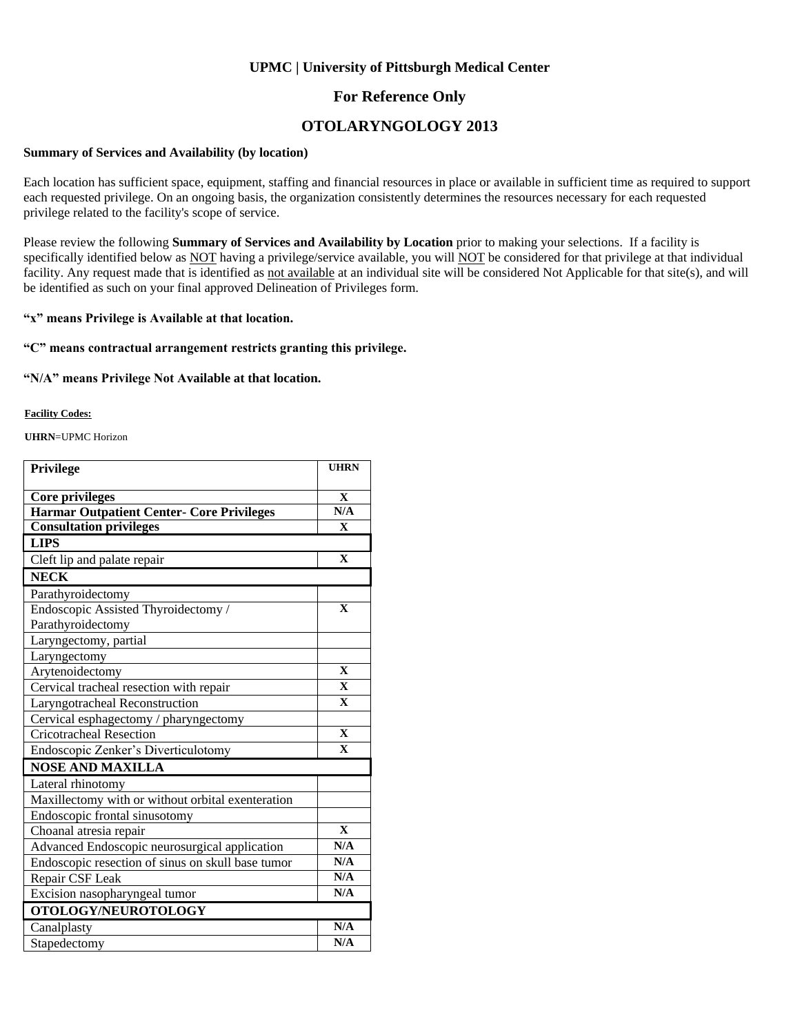**UPMC | University of Pittsburgh Medical Center**

## For Reference Only

# OTOLARYNGOLOGY 2013

**Summary of Services and Availability (by location)**

Each location has sufficient space, equipment, staffing and financial resources in place or available in sufficient time as required to support each requested privilege. On an ongoing basis, the organization consistently determines the resources necessary for each requested privilege related to the facility's scope of service.

Please review the following **Summary of Services and Availability by Location** prior to making your selections. If a facility is specifically identified below as NOT having a privilege/service available, you will NOT be considered for that privilege at that individual facility. Any request made that is identified as not available at an individual site will be considered Not Applicable for that site(s), and will be identified as such on your final approved Delineation of Privileges form.

**"x" means Privilege is Available at that location.**

**"C" means contractual arrangement restricts granting this privilege.**

**"N/A" means Privilege Not Available at that location.**

**Facility Codes:**

**UHRN**=UPMC Horizon

| Privilege | UHRN |
|---|---|
| **Core privileges** | X |
| **Harmar Outpatient Center- Core Privileges** | N/A |
| **Consultation privileges** | X |
| **LIPS** | |
| Cleft lip and palate repair | X |
| **NECK** | |
| Parathyroidectomy | |
| Endoscopic Assisted Thyroidectomy / Parathyroidectomy | X |
| Laryngectomy, partial | |
| Laryngectomy | |
| Arytenoidectomy | X |
| Cervical tracheal resection with repair | X |
| Laryngotracheal Reconstruction | X |
| Cervical esphagectomy / pharyngectomy | |
| Cricotracheal Resection | X |
| Endoscopic Zenker's Diverticulotomy | X |
| **NOSE AND MAXILLA** | |
| Lateral rhinotomy | |
| Maxillectomy with or without orbital exenteration | |
| Endoscopic frontal sinusotomy | |
| Choanal atresia repair | X |
| Advanced Endoscopic neurosurgical application | N/A |
| Endoscopic resection of sinus on skull base tumor | N/A |
| Repair CSF Leak | N/A |
| Excision nasopharyngeal tumor | N/A |
| **OTOLOGY/NEUROTOLOGY** | |
| Canalplasty | N/A |
| Stapedectomy | N/A |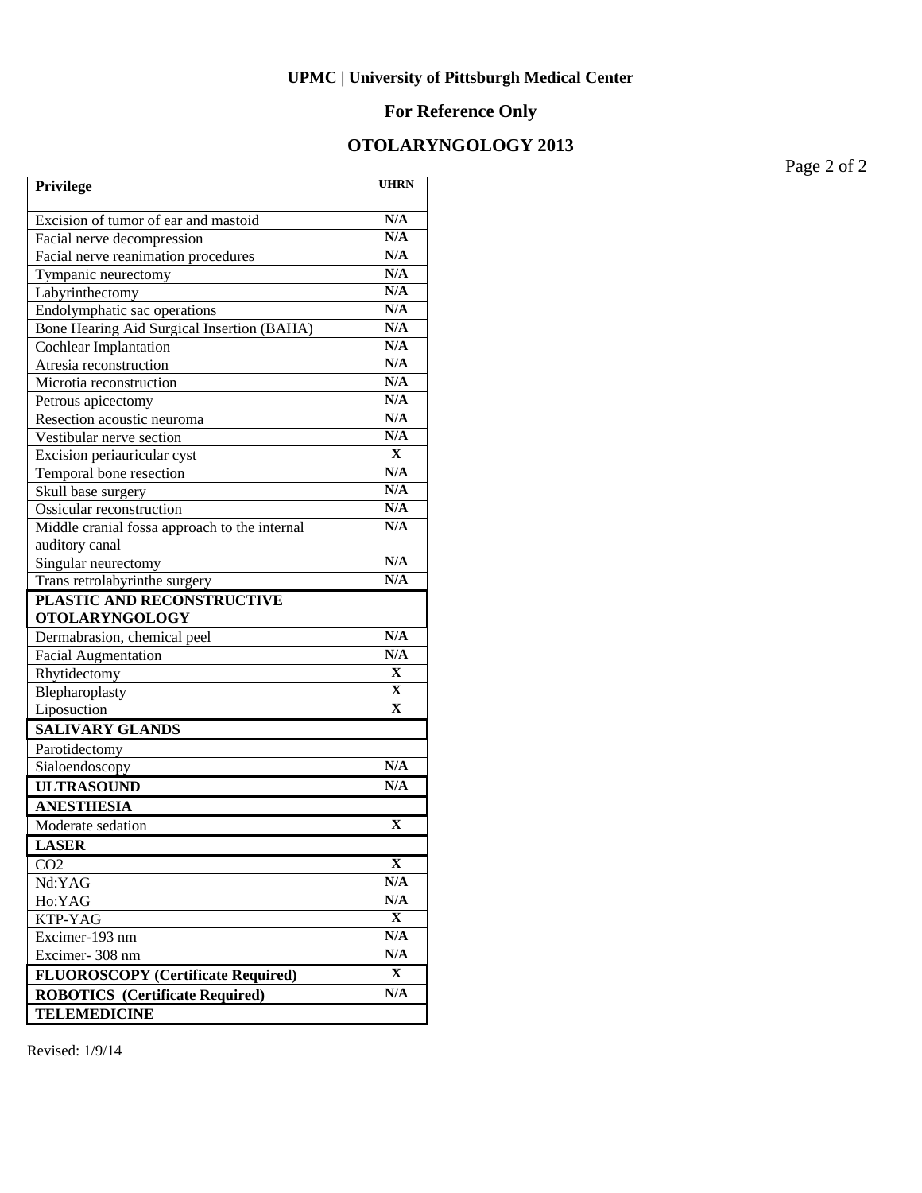**UPMC | University of Pittsburgh Medical Center**

**For Reference Only**

**OTOLARYNGOLOGY 2013**

| Privilege | UHRN |
|---|---|
| Excision of tumor of ear and mastoid | N/A |
| Facial nerve decompression | N/A |
| Facial nerve reanimation procedures | N/A |
| Tympanic neurectomy | N/A |
| Labyrinthectomy | N/A |
| Endolymphatic sac operations | N/A |
| Bone Hearing Aid Surgical Insertion (BAHA) | N/A |
| Cochlear Implantation | N/A |
| Atresia reconstruction | N/A |
| Microtia reconstruction | N/A |
| Petrous apicectomy | N/A |
| Resection acoustic neuroma | N/A |
| Vestibular nerve section | N/A |
| Excision periauricular cyst | X |
| Temporal bone resection | N/A |
| Skull base surgery | N/A |
| Ossicular reconstruction | N/A |
| Middle cranial fossa approach to the internal auditory canal | N/A |
| Singular neurectomy | N/A |
| Trans retrolabyrinthe surgery | N/A |
| **PLASTIC AND RECONSTRUCTIVE OTOLARYNGOLOGY** | |
| Dermabrasion, chemical peel | N/A |
| Facial Augmentation | N/A |
| Rhytidectomy | X |
| Blepharoplasty | X |
| Liposuction | X |
| **SALIVARY GLANDS** | |
| Parotidectomy | |
| Sialoendoscopy | N/A |
| **ULTRASOUND** | N/A |
| **ANESTHESIA** | |
| Moderate sedation | X |
| **LASER** | |
| CO2 | X |
| Nd:YAG | N/A |
| Ho:YAG | N/A |
| KTP-YAG | X |
| Excimer-193 nm | N/A |
| Excimer- 308 nm | N/A |
| **FLUOROSCOPY (Certificate Required)** | X |
| **ROBOTICS (Certificate Required)** | N/A |
| **TELEMEDICINE** | |

Revised: 1/9/14